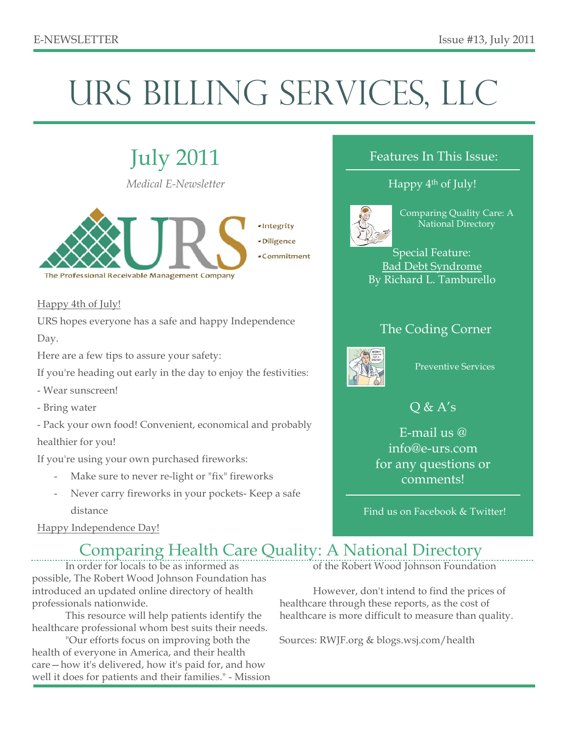# URS BILLING SERVICES, LLC

## July 2011

*Medical E-Newsletter*

- Integrity
- Diligence
- Commitment

The Professional Receivable Management Company

Happy 4th of July!

URS hopes everyone has a safe and happy Independence Day.

Here are a few tips to assure your safety:

If you're heading out early in the day to enjoy the festivities:

- Wear sunscreen!
- Bring water
- Pack your own food! Convenient, economical and probably healthier for you!

If you're using your own purchased fireworks:

- Make sure to never re-light or "fix" fireworks
- Never carry fireworks in your pockets- Keep a safe distance

Happy Independence Day!

### Features In This Issue:

Happy 4th of July!

Comparing Quality Care: A National Directory

Special Feature: Bad Debt Syndrome By Richard L. Tamburello

The Coding Corner

Preventive Services

Q & A's

E-mail us @ info@e-urs.com for any questions or comments!

Find us on Facebook & Twitter!

## Comparing Health Care Quality: A National Directory

In order for locals to be as informed as possible, The Robert Wood Johnson Foundation has introduced an updated online directory of health professionals nationwide.

This resource will help patients identify the healthcare professional whom best suits their needs.

"Our efforts focus on improving both the health of everyone in America, and their health care—how it's delivered, how it's paid for, and how well it does for patients and their families." - Mission of the Robert Wood Johnson Foundation

However, don't intend to find the prices of healthcare through these reports, as the cost of healthcare is more difficult to measure than quality.

Sources: RWJF.org & blogs.wsj.com/health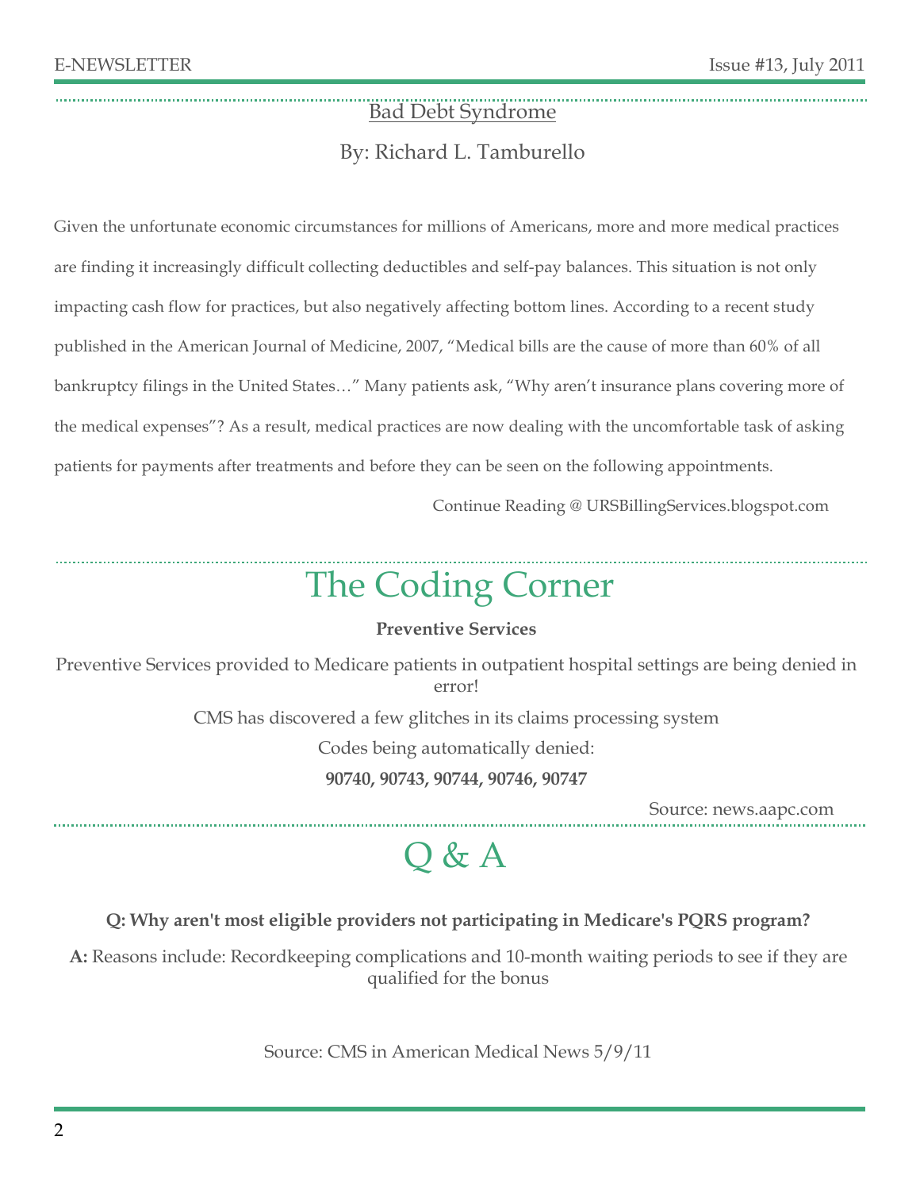## Bad Debt Syndrome

By: Richard L. Tamburello

Given the unfortunate economic circumstances for millions of Americans, more and more medical practices are finding it increasingly difficult collecting deductibles and self-pay balances. This situation is not only impacting cash flow for practices, but also negatively affecting bottom lines. According to a recent study published in the American Journal of Medicine, 2007, "Medical bills are the cause of more than 60% of all bankruptcy filings in the United States…" Many patients ask, "Why aren't insurance plans covering more of the medical expenses"? As a result, medical practices are now dealing with the uncomfortable task of asking patients for payments after treatments and before they can be seen on the following appointments.

Continue Reading @ URSBillingServices.blogspot.com

# The Coding Corner

**Preventive Services**

Preventive Services provided to Medicare patients in outpatient hospital settings are being denied in error!

CMS has discovered a few glitches in its claims processing system

Codes being automatically denied:

**90740, 90743, 90744, 90746, 90747**

Source: news.aapc.com

# Q & A

**Q: Why aren't most eligible providers not participating in Medicare's PQRS program?**

**A:** Reasons include: Recordkeeping complications and 10-month waiting periods to see if they are qualified for the bonus

Source: CMS in American Medical News 5/9/11